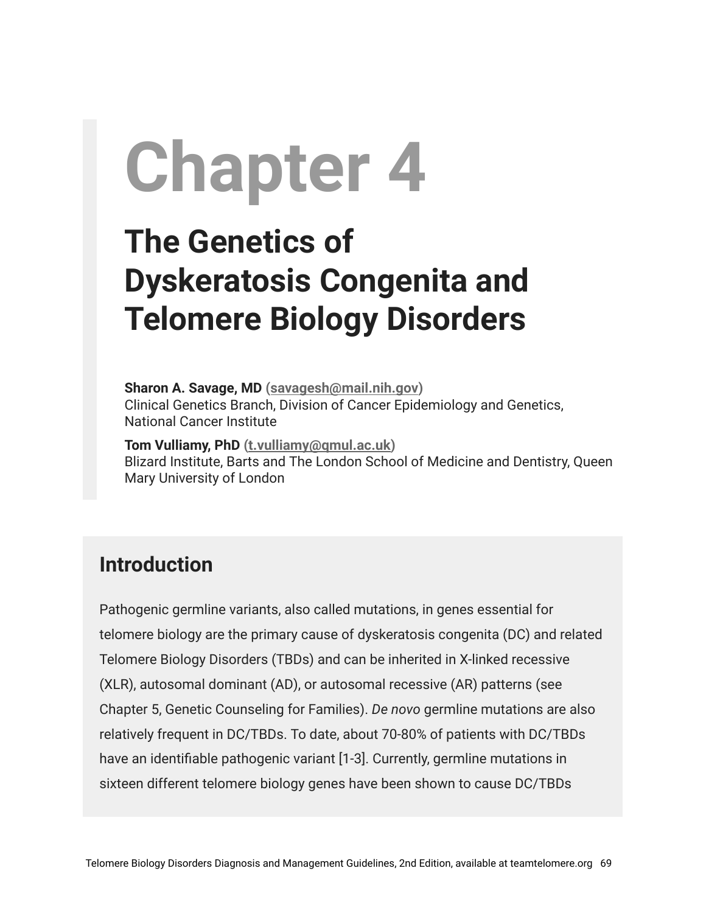# Chapter 4

# The Genetics of Dyskeratosis Congenita and Telomere Biology Disorders

**Sharon A. Savage, MD** (savagesh@mail.nih.gov)
Clinical Genetics Branch, Division of Cancer Epidemiology and Genetics, National Cancer Institute

**Tom Vulliamy, PhD** (t.vulliamy@qmul.ac.uk)
Blizard Institute, Barts and The London School of Medicine and Dentistry, Queen Mary University of London

## Introduction

Pathogenic germline variants, also called mutations, in genes essential for telomere biology are the primary cause of dyskeratosis congenita (DC) and related Telomere Biology Disorders (TBDs) and can be inherited in X-linked recessive (XLR), autosomal dominant (AD), or autosomal recessive (AR) patterns (see Chapter 5, Genetic Counseling for Families). *De novo* germline mutations are also relatively frequent in DC/TBDs. To date, about 70-80% of patients with DC/TBDs have an identifiable pathogenic variant [1-3]. Currently, germline mutations in sixteen different telomere biology genes have been shown to cause DC/TBDs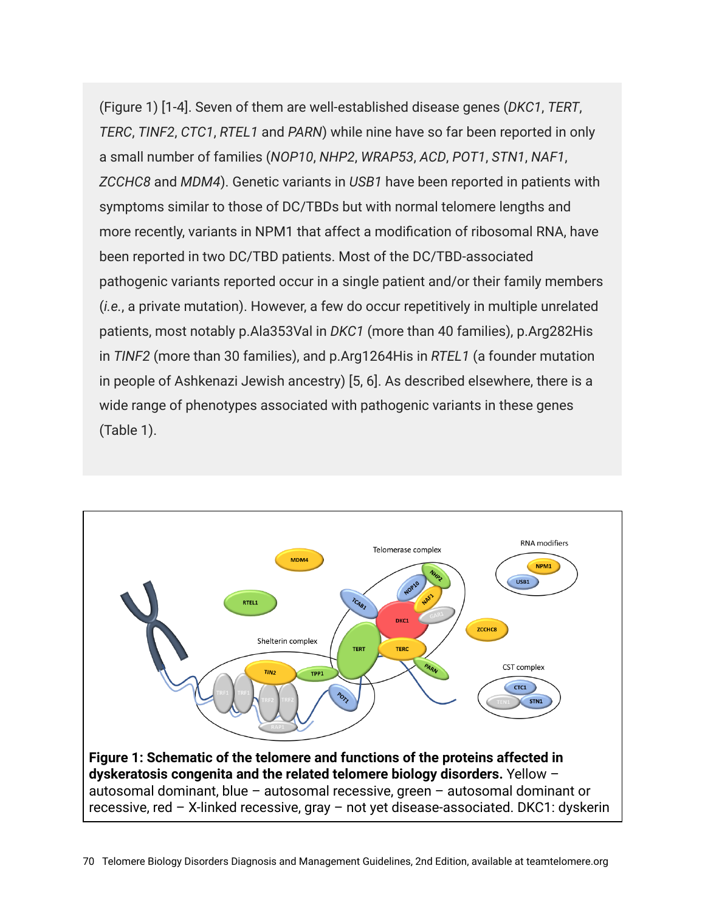(Figure 1) [1-4]. Seven of them are well-established disease genes (*DKC1*, *TERT*, *TERC*, *TINF2*, *CTC1*, *RTEL1* and *PARN*) while nine have so far been reported in only a small number of families (*NOP10*, *NHP2*, *WRAP53*, *ACD*, *POT1*, *STN1*, *NAF1*, *ZCCHC8* and *MDM4*). Genetic variants in *USB1* have been reported in patients with symptoms similar to those of DC/TBDs but with normal telomere lengths and more recently, variants in NPM1 that affect a modification of ribosomal RNA, have been reported in two DC/TBD patients. Most of the DC/TBD-associated pathogenic variants reported occur in a single patient and/or their family members (*i.e.*, a private mutation). However, a few do occur repetitively in multiple unrelated patients, most notably p.Ala353Val in *DKC1* (more than 40 families), p.Arg282His in *TINF2* (more than 30 families), and p.Arg1264His in *RTEL1* (a founder mutation in people of Ashkenazi Jewish ancestry) [5, 6]. As described elsewhere, there is a wide range of phenotypes associated with pathogenic variants in these genes (Table 1).

**Figure 1: Schematic of the telomere and functions of the proteins affected in dyskeratosis congenita and the related telomere biology disorders.** Yellow – autosomal dominant, blue – autosomal recessive, green – autosomal dominant or recessive, red – X-linked recessive, gray – not yet disease-associated. DKC1: dyskerin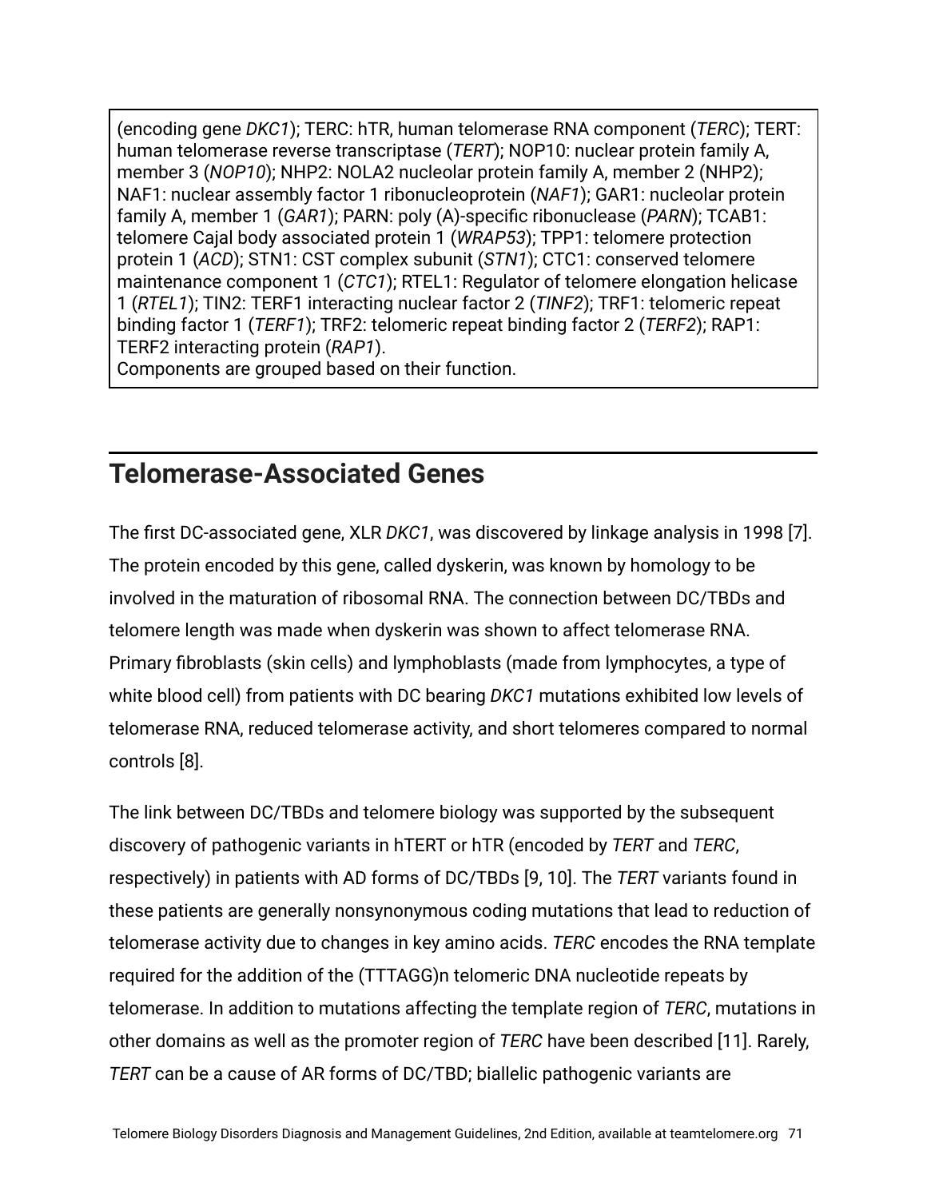(encoding gene *DKC1*); TERC: hTR, human telomerase RNA component (*TERC*); TERT: human telomerase reverse transcriptase (*TERT*); NOP10: nuclear protein family A, member 3 (*NOP10*); NHP2: NOLA2 nucleolar protein family A, member 2 (NHP2); NAF1: nuclear assembly factor 1 ribonucleoprotein (*NAF1*); GAR1: nucleolar protein family A, member 1 (*GAR1*); PARN: poly (A)-specific ribonuclease (*PARN*); TCAB1: telomere Cajal body associated protein 1 (*WRAP53*); TPP1: telomere protection protein 1 (*ACD*); STN1: CST complex subunit (*STN1*); CTC1: conserved telomere maintenance component 1 (*CTC1*); RTEL1: Regulator of telomere elongation helicase 1 (*RTEL1*); TIN2: TERF1 interacting nuclear factor 2 (*TINF2*); TRF1: telomeric repeat binding factor 1 (*TERF1*); TRF2: telomeric repeat binding factor 2 (*TERF2*); RAP1: TERF2 interacting protein (*RAP1*).
Components are grouped based on their function.

## Telomerase-Associated Genes

The first DC-associated gene, XLR *DKC1*, was discovered by linkage analysis in 1998 [7]. The protein encoded by this gene, called dyskerin, was known by homology to be involved in the maturation of ribosomal RNA. The connection between DC/TBDs and telomere length was made when dyskerin was shown to affect telomerase RNA. Primary fibroblasts (skin cells) and lymphoblasts (made from lymphocytes, a type of white blood cell) from patients with DC bearing *DKC1* mutations exhibited low levels of telomerase RNA, reduced telomerase activity, and short telomeres compared to normal controls [8].

The link between DC/TBDs and telomere biology was supported by the subsequent discovery of pathogenic variants in hTERT or hTR (encoded by *TERT* and *TERC*, respectively) in patients with AD forms of DC/TBDs [9, 10]. The *TERT* variants found in these patients are generally nonsynonymous coding mutations that lead to reduction of telomerase activity due to changes in key amino acids. *TERC* encodes the RNA template required for the addition of the (TTTAGG)n telomeric DNA nucleotide repeats by telomerase. In addition to mutations affecting the template region of *TERC*, mutations in other domains as well as the promoter region of *TERC* have been described [11]. Rarely, *TERT* can be a cause of AR forms of DC/TBD; biallelic pathogenic variants are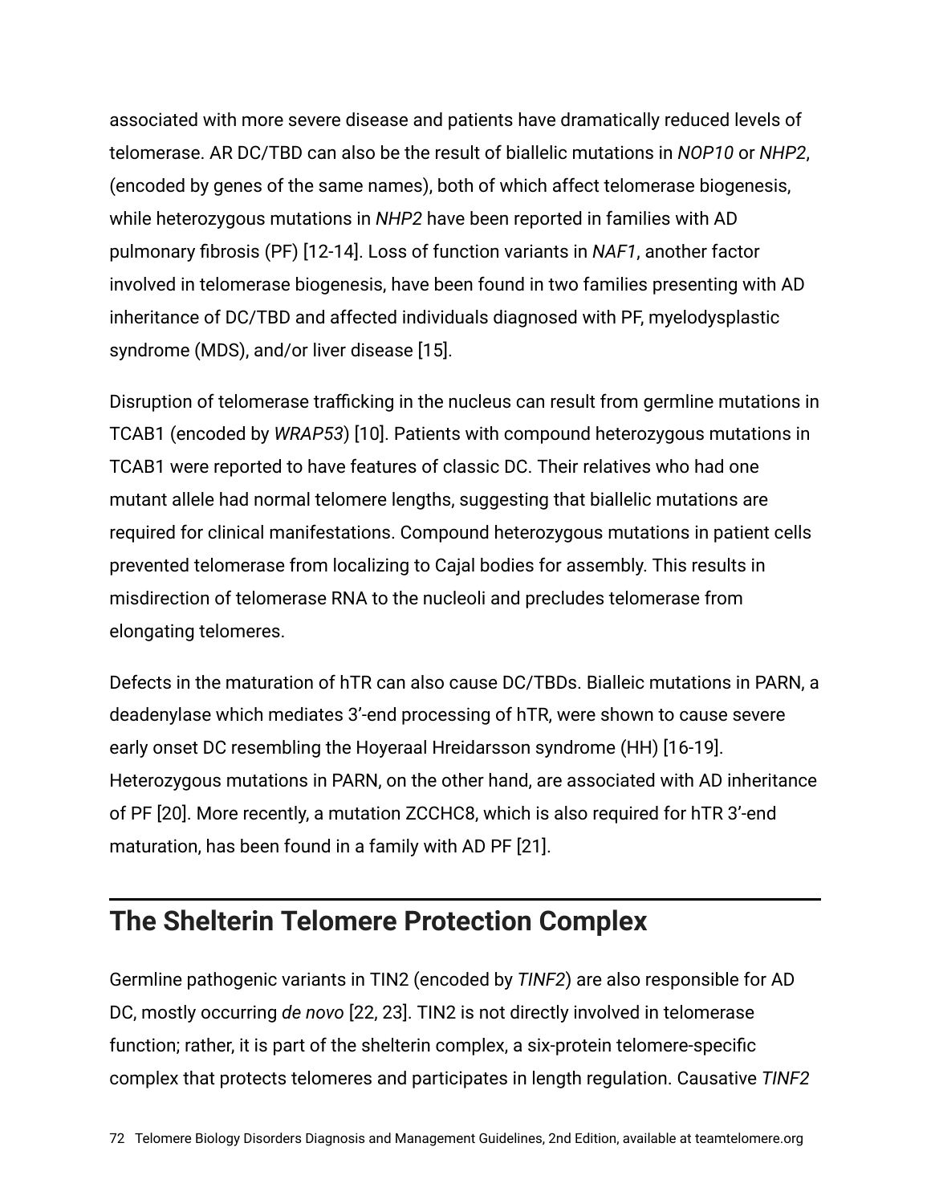associated with more severe disease and patients have dramatically reduced levels of telomerase. AR DC/TBD can also be the result of biallelic mutations in *NOP10* or *NHP2*, (encoded by genes of the same names), both of which affect telomerase biogenesis, while heterozygous mutations in *NHP2* have been reported in families with AD pulmonary fibrosis (PF) [12-14]. Loss of function variants in *NAF1*, another factor involved in telomerase biogenesis, have been found in two families presenting with AD inheritance of DC/TBD and affected individuals diagnosed with PF, myelodysplastic syndrome (MDS), and/or liver disease [15].

Disruption of telomerase trafficking in the nucleus can result from germline mutations in TCAB1 (encoded by *WRAP53*) [10]. Patients with compound heterozygous mutations in TCAB1 were reported to have features of classic DC. Their relatives who had one mutant allele had normal telomere lengths, suggesting that biallelic mutations are required for clinical manifestations. Compound heterozygous mutations in patient cells prevented telomerase from localizing to Cajal bodies for assembly. This results in misdirection of telomerase RNA to the nucleoli and precludes telomerase from elongating telomeres.

Defects in the maturation of hTR can also cause DC/TBDs. Bialleic mutations in PARN, a deadenylase which mediates 3'-end processing of hTR, were shown to cause severe early onset DC resembling the Hoyeraal Hreidarsson syndrome (HH) [16-19]. Heterozygous mutations in PARN, on the other hand, are associated with AD inheritance of PF [20]. More recently, a mutation ZCCHC8, which is also required for hTR 3'-end maturation, has been found in a family with AD PF [21].

## The Shelterin Telomere Protection Complex

Germline pathogenic variants in TIN2 (encoded by *TINF2*) are also responsible for AD DC, mostly occurring *de novo* [22, 23]. TIN2 is not directly involved in telomerase function; rather, it is part of the shelterin complex, a six-protein telomere-specific complex that protects telomeres and participates in length regulation. Causative *TINF2*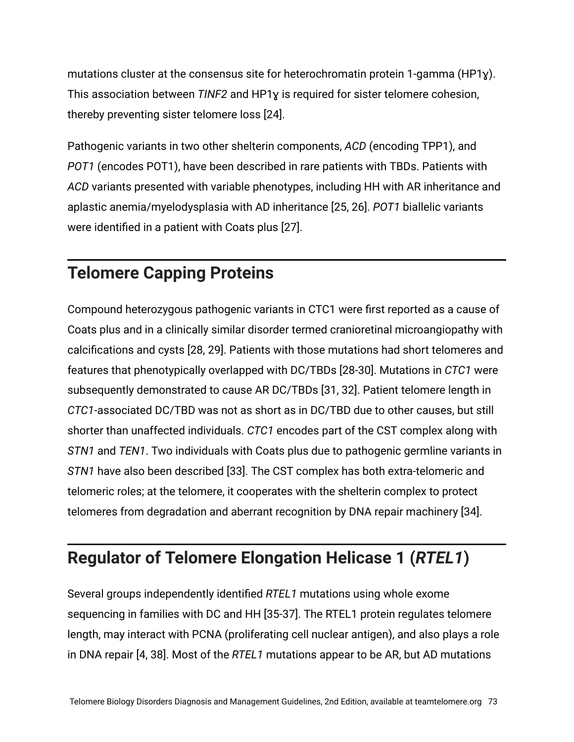mutations cluster at the consensus site for heterochromatin protein 1-gamma (HP1ɣ). This association between *TINF2* and HP1ɣ is required for sister telomere cohesion, thereby preventing sister telomere loss [24].

Pathogenic variants in two other shelterin components, *ACD* (encoding TPP1), and *POT1* (encodes POT1), have been described in rare patients with TBDs. Patients with *ACD* variants presented with variable phenotypes, including HH with AR inheritance and aplastic anemia/myelodysplasia with AD inheritance [25, 26]. *POT1* biallelic variants were identified in a patient with Coats plus [27].

## Telomere Capping Proteins

Compound heterozygous pathogenic variants in CTC1 were first reported as a cause of Coats plus and in a clinically similar disorder termed cranioretinal microangiopathy with calcifications and cysts [28, 29]. Patients with those mutations had short telomeres and features that phenotypically overlapped with DC/TBDs [28-30]. Mutations in *CTC1* were subsequently demonstrated to cause AR DC/TBDs [31, 32]. Patient telomere length in *CTC1*-associated DC/TBD was not as short as in DC/TBD due to other causes, but still shorter than unaffected individuals. *CTC1* encodes part of the CST complex along with *STN1* and *TEN1*. Two individuals with Coats plus due to pathogenic germline variants in *STN1* have also been described [33]. The CST complex has both extra-telomeric and telomeric roles; at the telomere, it cooperates with the shelterin complex to protect telomeres from degradation and aberrant recognition by DNA repair machinery [34].

## Regulator of Telomere Elongation Helicase 1 (*RTEL1*)

Several groups independently identified *RTEL1* mutations using whole exome sequencing in families with DC and HH [35-37]. The RTEL1 protein regulates telomere length, may interact with PCNA (proliferating cell nuclear antigen), and also plays a role in DNA repair [4, 38]. Most of the *RTEL1* mutations appear to be AR, but AD mutations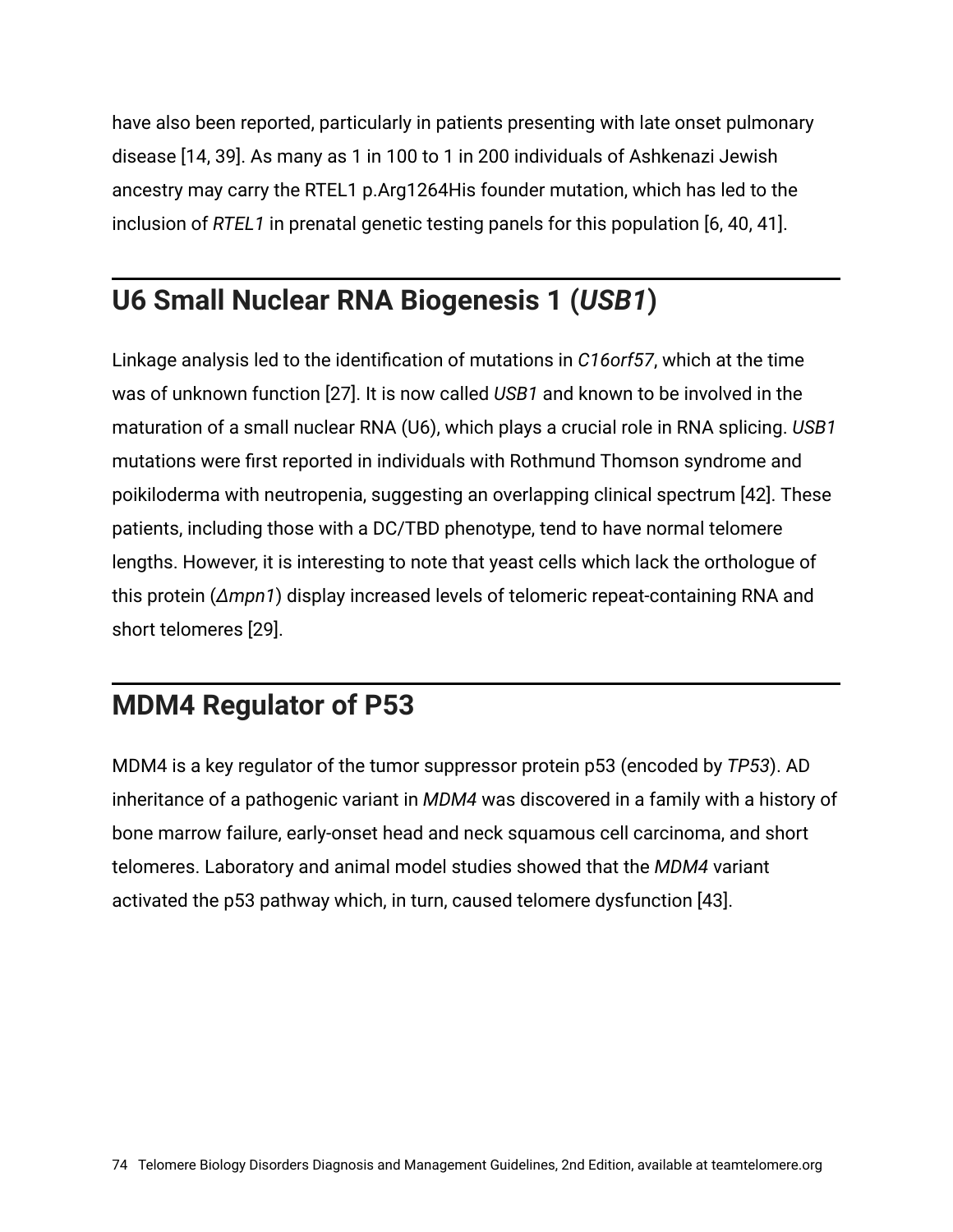have also been reported, particularly in patients presenting with late onset pulmonary disease [14, 39]. As many as 1 in 100 to 1 in 200 individuals of Ashkenazi Jewish ancestry may carry the RTEL1 p.Arg1264His founder mutation, which has led to the inclusion of *RTEL1* in prenatal genetic testing panels for this population [6, 40, 41].

## U6 Small Nuclear RNA Biogenesis 1 (*USB1*)

Linkage analysis led to the identification of mutations in *C16orf57*, which at the time was of unknown function [27]. It is now called *USB1* and known to be involved in the maturation of a small nuclear RNA (U6), which plays a crucial role in RNA splicing. *USB1* mutations were first reported in individuals with Rothmund Thomson syndrome and poikiloderma with neutropenia, suggesting an overlapping clinical spectrum [42]. These patients, including those with a DC/TBD phenotype, tend to have normal telomere lengths. However, it is interesting to note that yeast cells which lack the orthologue of this protein (*Δmpn1*) display increased levels of telomeric repeat-containing RNA and short telomeres [29].

## MDM4 Regulator of P53

MDM4 is a key regulator of the tumor suppressor protein p53 (encoded by *TP53*). AD inheritance of a pathogenic variant in *MDM4* was discovered in a family with a history of bone marrow failure, early-onset head and neck squamous cell carcinoma, and short telomeres. Laboratory and animal model studies showed that the *MDM4* variant activated the p53 pathway which, in turn, caused telomere dysfunction [43].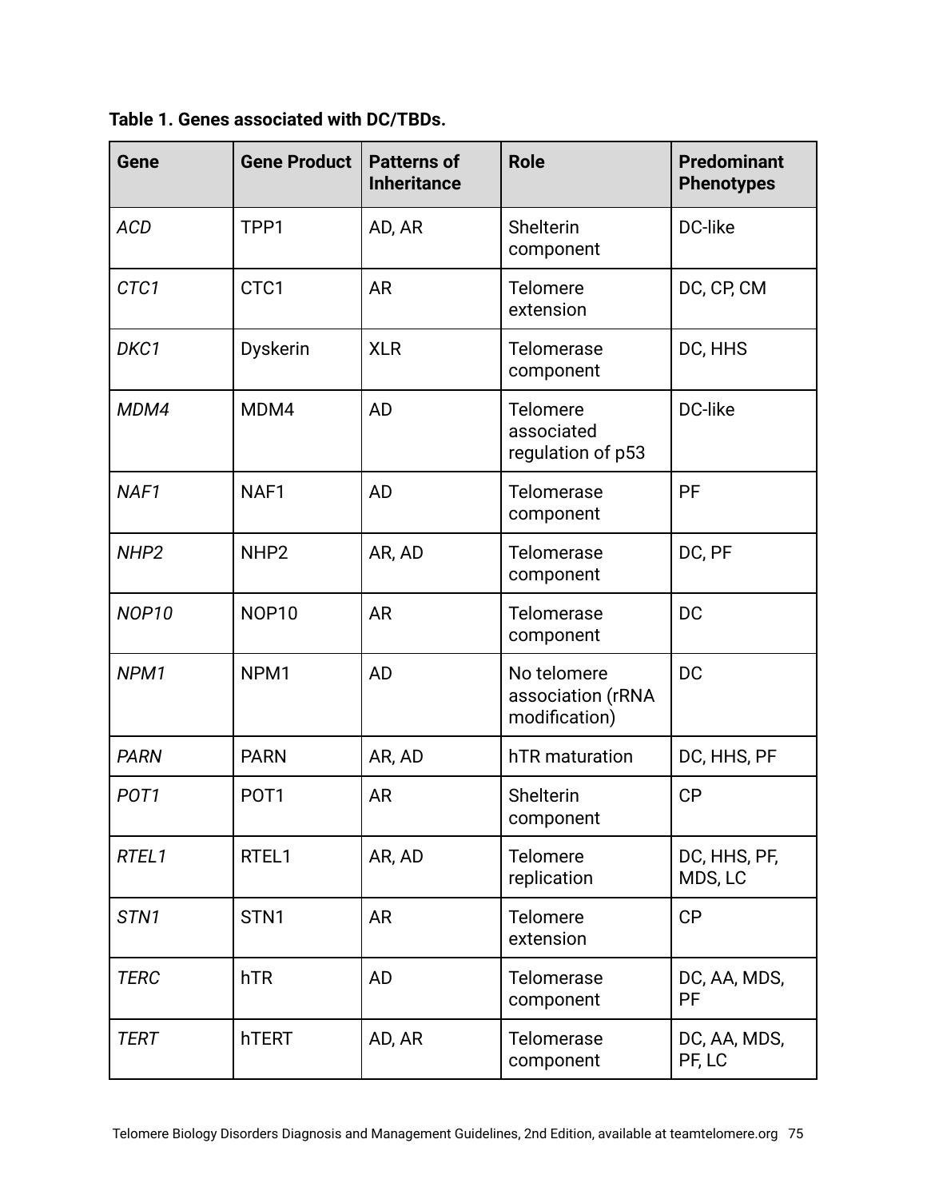**Table 1. Genes associated with DC/TBDs.**

| Gene | Gene Product | Patterns of Inheritance | Role | Predominant Phenotypes |
|---|---|---|---|---|
| *ACD* | TPP1 | AD, AR | Shelterin component | DC-like |
| *CTC1* | CTC1 | AR | Telomere extension | DC, CP, CM |
| *DKC1* | Dyskerin | XLR | Telomerase component | DC, HHS |
| *MDM4* | MDM4 | AD | Telomere associated regulation of p53 | DC-like |
| *NAF1* | NAF1 | AD | Telomerase component | PF |
| *NHP2* | NHP2 | AR, AD | Telomerase component | DC, PF |
| *NOP10* | NOP10 | AR | Telomerase component | DC |
| *NPM1* | NPM1 | AD | No telomere association (rRNA modification) | DC |
| *PARN* | PARN | AR, AD | hTR maturation | DC, HHS, PF |
| *POT1* | POT1 | AR | Shelterin component | CP |
| *RTEL1* | RTEL1 | AR, AD | Telomere replication | DC, HHS, PF, MDS, LC |
| *STN1* | STN1 | AR | Telomere extension | CP |
| *TERC* | hTR | AD | Telomerase component | DC, AA, MDS, PF |
| *TERT* | hTERT | AD, AR | Telomerase component | DC, AA, MDS, PF, LC |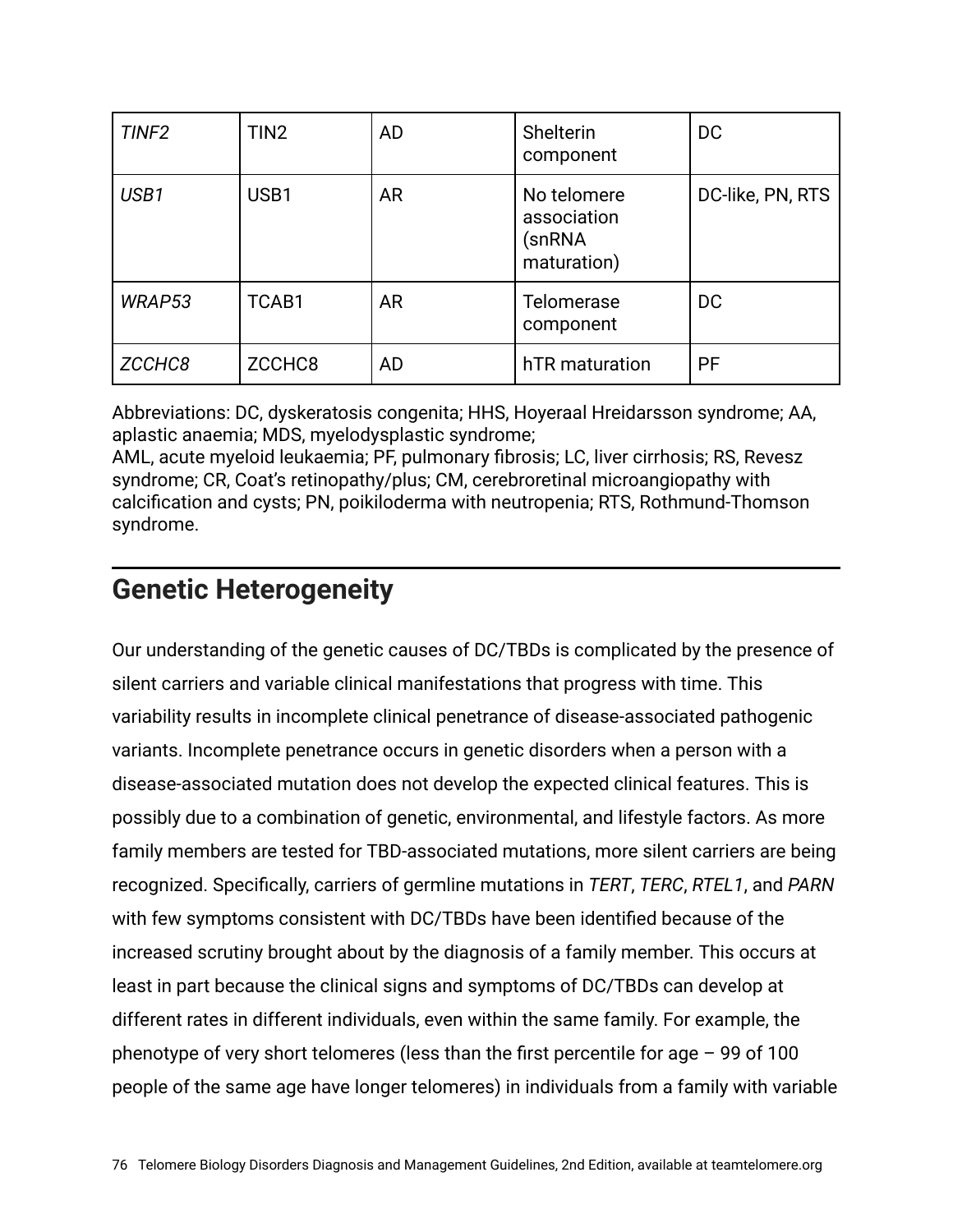| *TINF2* | TIN2 | AD | Shelterin component | DC |
|---|---|---|---|---|
| *USB1* | USB1 | AR | No telomere association (snRNA maturation) | DC-like, PN, RTS |
| *WRAP53* | TCAB1 | AR | Telomerase component | DC |
| *ZCCHC8* | ZCCHC8 | AD | hTR maturation | PF |

Abbreviations: DC, dyskeratosis congenita; HHS, Hoyeraal Hreidarsson syndrome; AA, aplastic anaemia; MDS, myelodysplastic syndrome;
AML, acute myeloid leukaemia; PF, pulmonary fibrosis; LC, liver cirrhosis; RS, Revesz syndrome; CR, Coat's retinopathy/plus; CM, cerebroretinal microangiopathy with calcification and cysts; PN, poikiloderma with neutropenia; RTS, Rothmund-Thomson syndrome.

## Genetic Heterogeneity

Our understanding of the genetic causes of DC/TBDs is complicated by the presence of silent carriers and variable clinical manifestations that progress with time. This variability results in incomplete clinical penetrance of disease-associated pathogenic variants. Incomplete penetrance occurs in genetic disorders when a person with a disease-associated mutation does not develop the expected clinical features. This is possibly due to a combination of genetic, environmental, and lifestyle factors. As more family members are tested for TBD-associated mutations, more silent carriers are being recognized. Specifically, carriers of germline mutations in *TERT*, *TERC*, *RTEL1*, and *PARN* with few symptoms consistent with DC/TBDs have been identified because of the increased scrutiny brought about by the diagnosis of a family member. This occurs at least in part because the clinical signs and symptoms of DC/TBDs can develop at different rates in different individuals, even within the same family. For example, the phenotype of very short telomeres (less than the first percentile for age – 99 of 100 people of the same age have longer telomeres) in individuals from a family with variable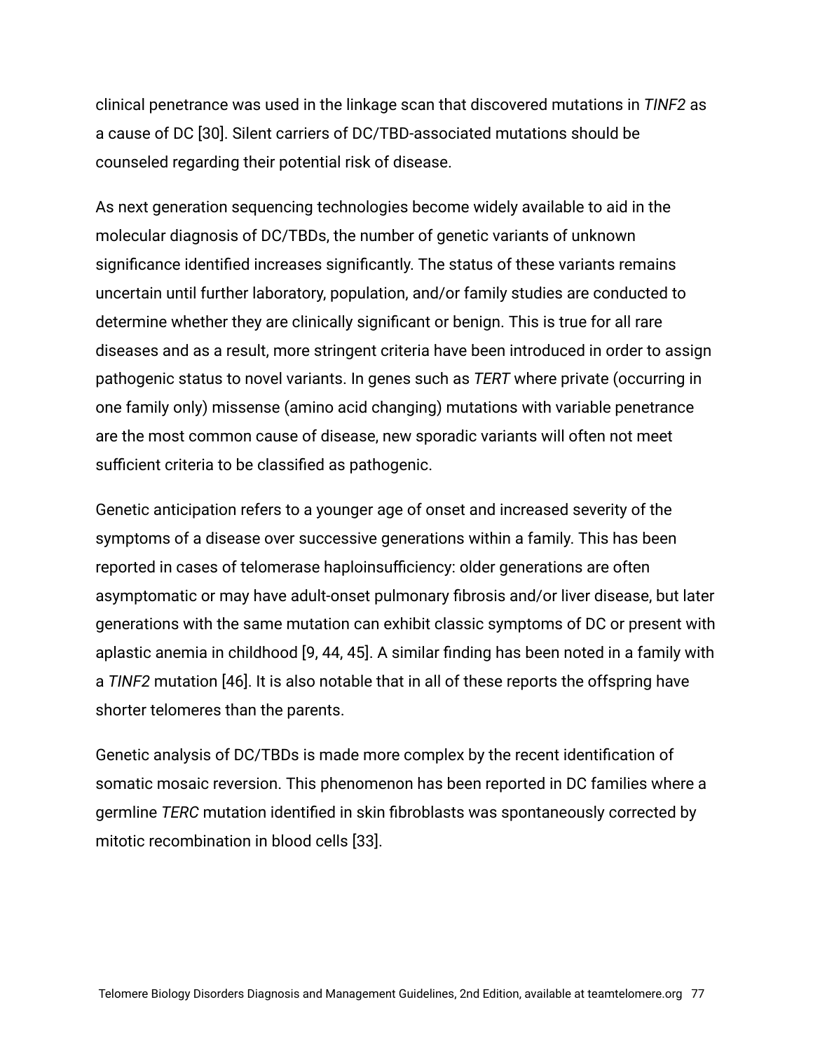clinical penetrance was used in the linkage scan that discovered mutations in *TINF2* as a cause of DC [30]. Silent carriers of DC/TBD-associated mutations should be counseled regarding their potential risk of disease.

As next generation sequencing technologies become widely available to aid in the molecular diagnosis of DC/TBDs, the number of genetic variants of unknown significance identified increases significantly. The status of these variants remains uncertain until further laboratory, population, and/or family studies are conducted to determine whether they are clinically significant or benign. This is true for all rare diseases and as a result, more stringent criteria have been introduced in order to assign pathogenic status to novel variants. In genes such as *TERT* where private (occurring in one family only) missense (amino acid changing) mutations with variable penetrance are the most common cause of disease, new sporadic variants will often not meet sufficient criteria to be classified as pathogenic.

Genetic anticipation refers to a younger age of onset and increased severity of the symptoms of a disease over successive generations within a family. This has been reported in cases of telomerase haploinsufficiency: older generations are often asymptomatic or may have adult-onset pulmonary fibrosis and/or liver disease, but later generations with the same mutation can exhibit classic symptoms of DC or present with aplastic anemia in childhood [9, 44, 45]. A similar finding has been noted in a family with a *TINF2* mutation [46]. It is also notable that in all of these reports the offspring have shorter telomeres than the parents.

Genetic analysis of DC/TBDs is made more complex by the recent identification of somatic mosaic reversion. This phenomenon has been reported in DC families where a germline *TERC* mutation identified in skin fibroblasts was spontaneously corrected by mitotic recombination in blood cells [33].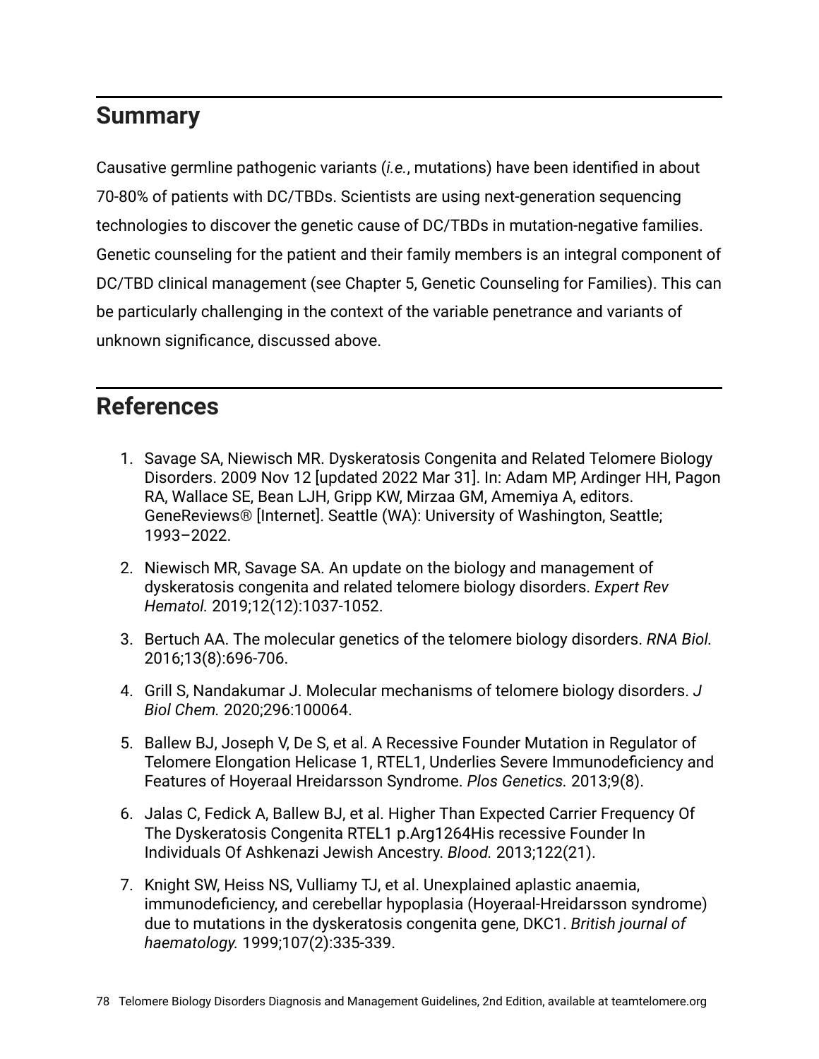## Summary

Causative germline pathogenic variants (*i.e.*, mutations) have been identified in about 70-80% of patients with DC/TBDs. Scientists are using next-generation sequencing technologies to discover the genetic cause of DC/TBDs in mutation-negative families. Genetic counseling for the patient and their family members is an integral component of DC/TBD clinical management (see Chapter 5, Genetic Counseling for Families). This can be particularly challenging in the context of the variable penetrance and variants of unknown significance, discussed above.

## References

1. Savage SA, Niewisch MR. Dyskeratosis Congenita and Related Telomere Biology Disorders. 2009 Nov 12 [updated 2022 Mar 31]. In: Adam MP, Ardinger HH, Pagon RA, Wallace SE, Bean LJH, Gripp KW, Mirzaa GM, Amemiya A, editors. GeneReviews® [Internet]. Seattle (WA): University of Washington, Seattle; 1993–2022.
2. Niewisch MR, Savage SA. An update on the biology and management of dyskeratosis congenita and related telomere biology disorders. *Expert Rev Hematol.* 2019;12(12):1037-1052.
3. Bertuch AA. The molecular genetics of the telomere biology disorders. *RNA Biol.* 2016;13(8):696-706.
4. Grill S, Nandakumar J. Molecular mechanisms of telomere biology disorders. *J Biol Chem.* 2020;296:100064.
5. Ballew BJ, Joseph V, De S, et al. A Recessive Founder Mutation in Regulator of Telomere Elongation Helicase 1, RTEL1, Underlies Severe Immunodeficiency and Features of Hoyeraal Hreidarsson Syndrome. *Plos Genetics.* 2013;9(8).
6. Jalas C, Fedick A, Ballew BJ, et al. Higher Than Expected Carrier Frequency Of The Dyskeratosis Congenita RTEL1 p.Arg1264His recessive Founder In Individuals Of Ashkenazi Jewish Ancestry. *Blood.* 2013;122(21).
7. Knight SW, Heiss NS, Vulliamy TJ, et al. Unexplained aplastic anaemia, immunodeficiency, and cerebellar hypoplasia (Hoyeraal-Hreidarsson syndrome) due to mutations in the dyskeratosis congenita gene, DKC1. *British journal of haematology.* 1999;107(2):335-339.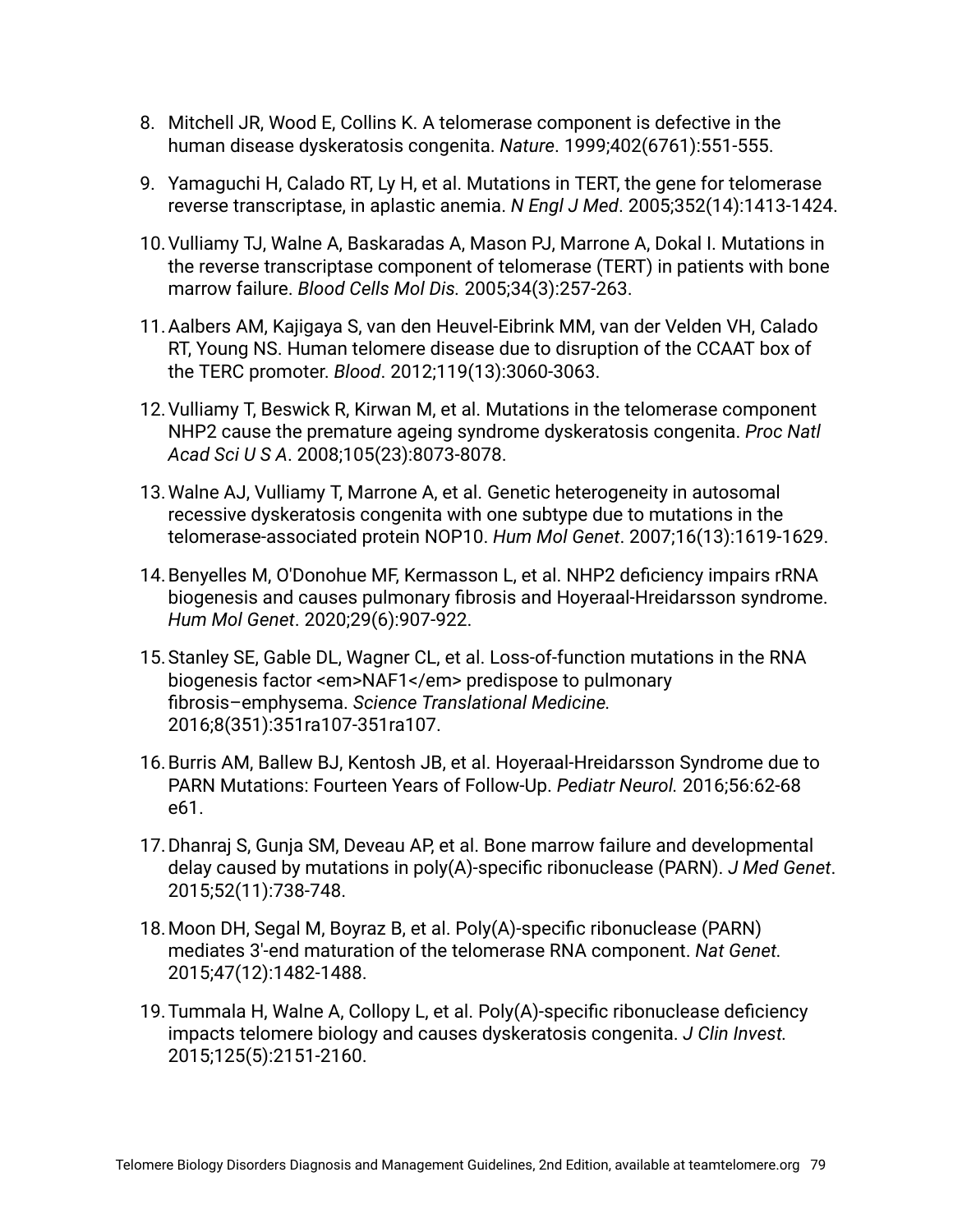8. Mitchell JR, Wood E, Collins K. A telomerase component is defective in the human disease dyskeratosis congenita. *Nature*. 1999;402(6761):551-555.
9. Yamaguchi H, Calado RT, Ly H, et al. Mutations in TERT, the gene for telomerase reverse transcriptase, in aplastic anemia. *N Engl J Med*. 2005;352(14):1413-1424.
10. Vulliamy TJ, Walne A, Baskaradas A, Mason PJ, Marrone A, Dokal I. Mutations in the reverse transcriptase component of telomerase (TERT) in patients with bone marrow failure. *Blood Cells Mol Dis.* 2005;34(3):257-263.
11. Aalbers AM, Kajigaya S, van den Heuvel-Eibrink MM, van der Velden VH, Calado RT, Young NS. Human telomere disease due to disruption of the CCAAT box of the TERC promoter. *Blood*. 2012;119(13):3060-3063.
12. Vulliamy T, Beswick R, Kirwan M, et al. Mutations in the telomerase component NHP2 cause the premature ageing syndrome dyskeratosis congenita. *Proc Natl Acad Sci U S A*. 2008;105(23):8073-8078.
13. Walne AJ, Vulliamy T, Marrone A, et al. Genetic heterogeneity in autosomal recessive dyskeratosis congenita with one subtype due to mutations in the telomerase-associated protein NOP10. *Hum Mol Genet*. 2007;16(13):1619-1629.
14. Benyelles M, O'Donohue MF, Kermasson L, et al. NHP2 deficiency impairs rRNA biogenesis and causes pulmonary fibrosis and Hoyeraal-Hreidarsson syndrome. *Hum Mol Genet*. 2020;29(6):907-922.
15. Stanley SE, Gable DL, Wagner CL, et al. Loss-of-function mutations in the RNA biogenesis factor <em>NAF1</em> predispose to pulmonary fibrosis–emphysema. *Science Translational Medicine.* 2016;8(351):351ra107-351ra107.
16. Burris AM, Ballew BJ, Kentosh JB, et al. Hoyeraal-Hreidarsson Syndrome due to PARN Mutations: Fourteen Years of Follow-Up. *Pediatr Neurol.* 2016;56:62-68 e61.
17. Dhanraj S, Gunja SM, Deveau AP, et al. Bone marrow failure and developmental delay caused by mutations in poly(A)-specific ribonuclease (PARN). *J Med Genet.* 2015;52(11):738-748.
18. Moon DH, Segal M, Boyraz B, et al. Poly(A)-specific ribonuclease (PARN) mediates 3'-end maturation of the telomerase RNA component. *Nat Genet.* 2015;47(12):1482-1488.
19. Tummala H, Walne A, Collopy L, et al. Poly(A)-specific ribonuclease deficiency impacts telomere biology and causes dyskeratosis congenita. *J Clin Invest.* 2015;125(5):2151-2160.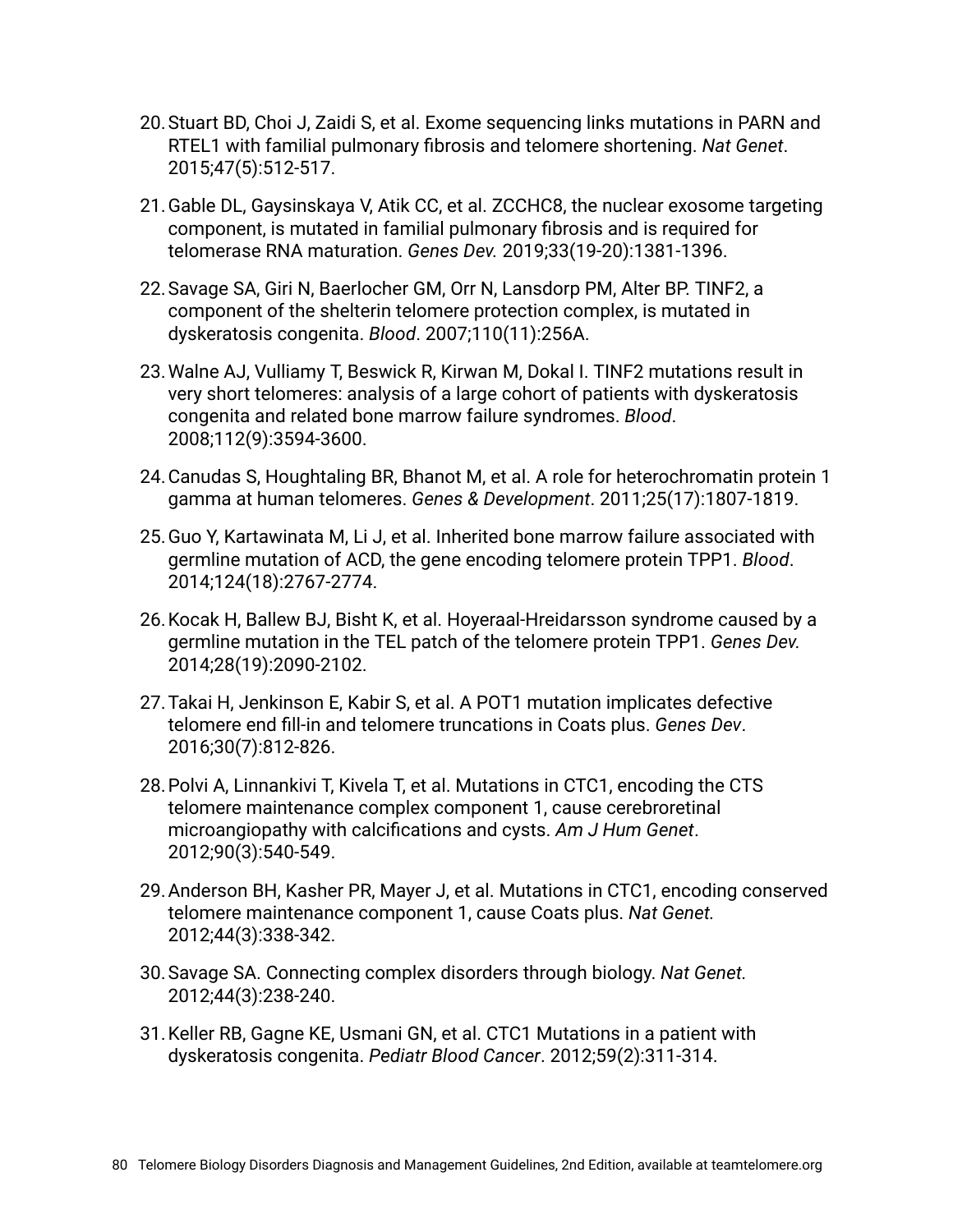20. Stuart BD, Choi J, Zaidi S, et al. Exome sequencing links mutations in PARN and RTEL1 with familial pulmonary fibrosis and telomere shortening. *Nat Genet*. 2015;47(5):512-517.

21. Gable DL, Gaysinskaya V, Atik CC, et al. ZCCHC8, the nuclear exosome targeting component, is mutated in familial pulmonary fibrosis and is required for telomerase RNA maturation. *Genes Dev.* 2019;33(19-20):1381-1396.

22. Savage SA, Giri N, Baerlocher GM, Orr N, Lansdorp PM, Alter BP. TINF2, a component of the shelterin telomere protection complex, is mutated in dyskeratosis congenita. *Blood*. 2007;110(11):256A.

23. Walne AJ, Vulliamy T, Beswick R, Kirwan M, Dokal I. TINF2 mutations result in very short telomeres: analysis of a large cohort of patients with dyskeratosis congenita and related bone marrow failure syndromes. *Blood*. 2008;112(9):3594-3600.

24. Canudas S, Houghtaling BR, Bhanot M, et al. A role for heterochromatin protein 1 gamma at human telomeres. *Genes & Development*. 2011;25(17):1807-1819.

25. Guo Y, Kartawinata M, Li J, et al. Inherited bone marrow failure associated with germline mutation of ACD, the gene encoding telomere protein TPP1. *Blood*. 2014;124(18):2767-2774.

26. Kocak H, Ballew BJ, Bisht K, et al. Hoyeraal-Hreidarsson syndrome caused by a germline mutation in the TEL patch of the telomere protein TPP1. *Genes Dev.* 2014;28(19):2090-2102.

27. Takai H, Jenkinson E, Kabir S, et al. A POT1 mutation implicates defective telomere end fill-in and telomere truncations in Coats plus. *Genes Dev*. 2016;30(7):812-826.

28. Polvi A, Linnankivi T, Kivela T, et al. Mutations in CTC1, encoding the CTS telomere maintenance complex component 1, cause cerebroretinal microangiopathy with calcifications and cysts. *Am J Hum Genet*. 2012;90(3):540-549.

29. Anderson BH, Kasher PR, Mayer J, et al. Mutations in CTC1, encoding conserved telomere maintenance component 1, cause Coats plus. *Nat Genet.* 2012;44(3):338-342.

30. Savage SA. Connecting complex disorders through biology. *Nat Genet.* 2012;44(3):238-240.

31. Keller RB, Gagne KE, Usmani GN, et al. CTC1 Mutations in a patient with dyskeratosis congenita. *Pediatr Blood Cancer*. 2012;59(2):311-314.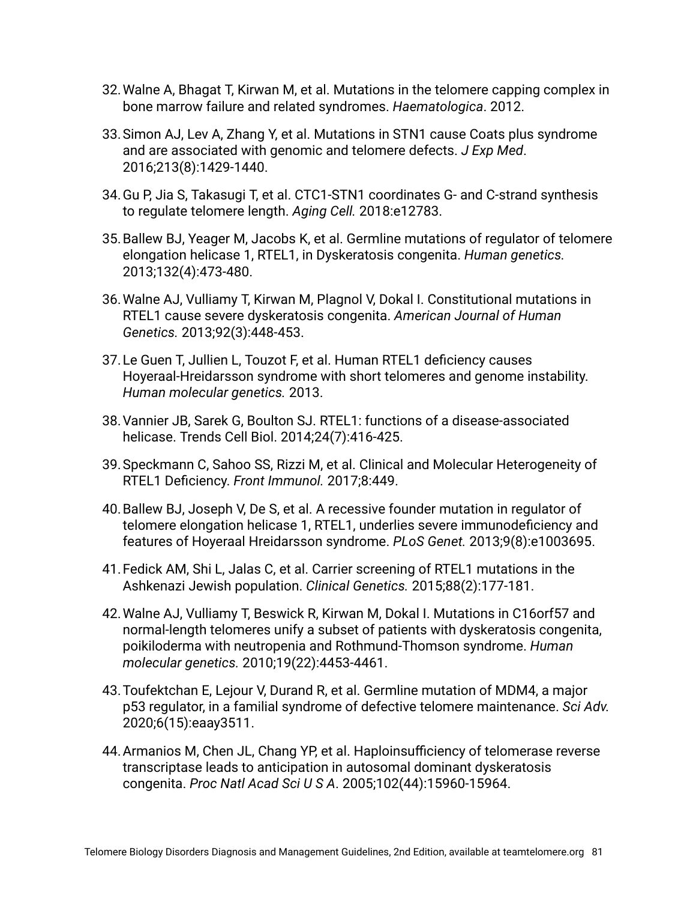32. Walne A, Bhagat T, Kirwan M, et al. Mutations in the telomere capping complex in bone marrow failure and related syndromes. *Haematologica*. 2012.
33. Simon AJ, Lev A, Zhang Y, et al. Mutations in STN1 cause Coats plus syndrome and are associated with genomic and telomere defects. *J Exp Med*. 2016;213(8):1429-1440.
34. Gu P, Jia S, Takasugi T, et al. CTC1-STN1 coordinates G- and C-strand synthesis to regulate telomere length. *Aging Cell.* 2018:e12783.
35. Ballew BJ, Yeager M, Jacobs K, et al. Germline mutations of regulator of telomere elongation helicase 1, RTEL1, in Dyskeratosis congenita. *Human genetics.* 2013;132(4):473-480.
36. Walne AJ, Vulliamy T, Kirwan M, Plagnol V, Dokal I. Constitutional mutations in RTEL1 cause severe dyskeratosis congenita. *American Journal of Human Genetics.* 2013;92(3):448-453.
37. Le Guen T, Jullien L, Touzot F, et al. Human RTEL1 deficiency causes Hoyeraal-Hreidarsson syndrome with short telomeres and genome instability. *Human molecular genetics.* 2013.
38. Vannier JB, Sarek G, Boulton SJ. RTEL1: functions of a disease-associated helicase. Trends Cell Biol. 2014;24(7):416-425.
39. Speckmann C, Sahoo SS, Rizzi M, et al. Clinical and Molecular Heterogeneity of RTEL1 Deficiency. *Front Immunol.* 2017;8:449.
40. Ballew BJ, Joseph V, De S, et al. A recessive founder mutation in regulator of telomere elongation helicase 1, RTEL1, underlies severe immunodeficiency and features of Hoyeraal Hreidarsson syndrome. *PLoS Genet.* 2013;9(8):e1003695.
41. Fedick AM, Shi L, Jalas C, et al. Carrier screening of RTEL1 mutations in the Ashkenazi Jewish population. *Clinical Genetics.* 2015;88(2):177-181.
42. Walne AJ, Vulliamy T, Beswick R, Kirwan M, Dokal I. Mutations in C16orf57 and normal-length telomeres unify a subset of patients with dyskeratosis congenita, poikiloderma with neutropenia and Rothmund-Thomson syndrome. *Human molecular genetics.* 2010;19(22):4453-4461.
43. Toufektchan E, Lejour V, Durand R, et al. Germline mutation of MDM4, a major p53 regulator, in a familial syndrome of defective telomere maintenance. *Sci Adv.* 2020;6(15):eaay3511.
44. Armanios M, Chen JL, Chang YP, et al. Haploinsufficiency of telomerase reverse transcriptase leads to anticipation in autosomal dominant dyskeratosis congenita. *Proc Natl Acad Sci U S A*. 2005;102(44):15960-15964.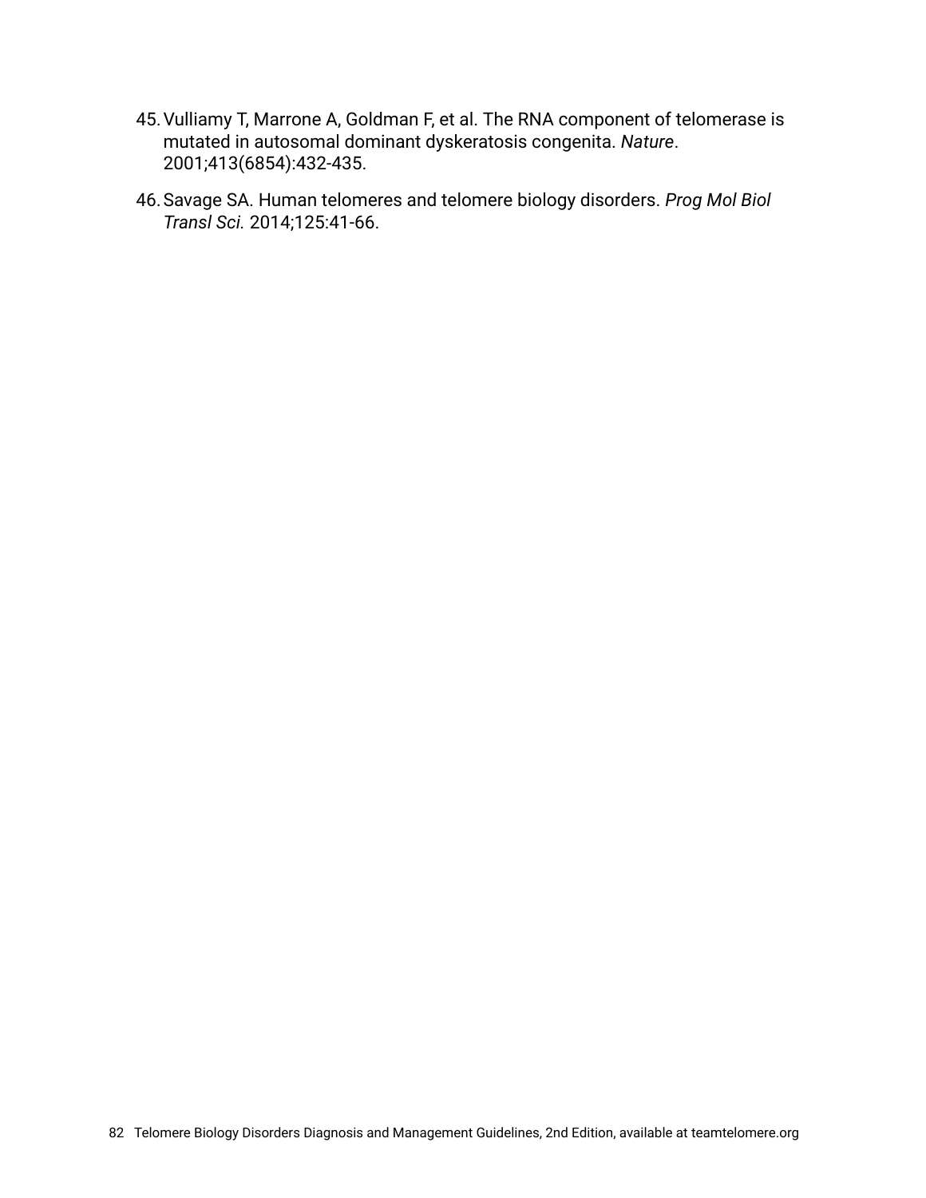45. Vulliamy T, Marrone A, Goldman F, et al. The RNA component of telomerase is mutated in autosomal dominant dyskeratosis congenita. *Nature*. 2001;413(6854):432-435.

46. Savage SA. Human telomeres and telomere biology disorders. *Prog Mol Biol Transl Sci.* 2014;125:41-66.